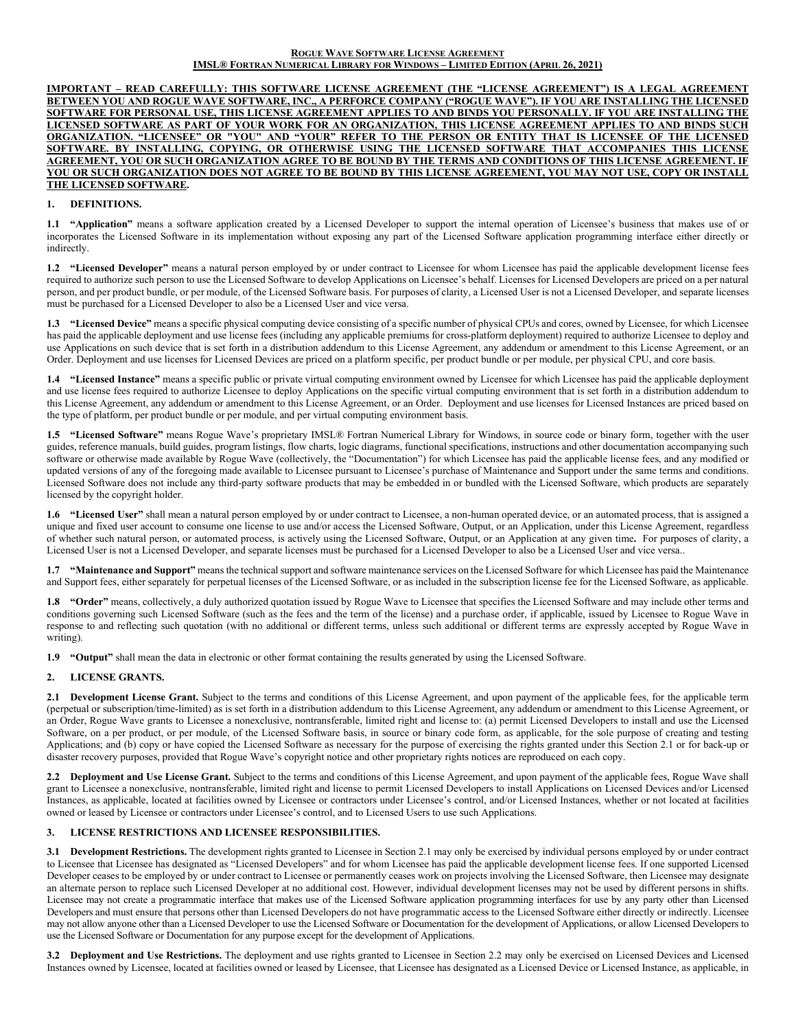**ROGUE WAVE SOFTWARE LICENSE AGREEMENT**
**IMSL® FORTRAN NUMERICAL LIBRARY FOR WINDOWS – LIMITED EDITION (APRIL 26, 2021)**

**IMPORTANT – READ CAREFULLY: THIS SOFTWARE LICENSE AGREEMENT (THE "LICENSE AGREEMENT") IS A LEGAL AGREEMENT BETWEEN YOU AND ROGUE WAVE SOFTWARE, INC., A PERFORCE COMPANY ("ROGUE WAVE"). IF YOU ARE INSTALLING THE LICENSED SOFTWARE FOR PERSONAL USE, THIS LICENSE AGREEMENT APPLIES TO AND BINDS YOU PERSONALLY. IF YOU ARE INSTALLING THE LICENSED SOFTWARE AS PART OF YOUR WORK FOR AN ORGANIZATION, THIS LICENSE AGREEMENT APPLIES TO AND BINDS SUCH ORGANIZATION. "LICENSEE" OR "YOU" AND "YOUR" REFER TO THE PERSON OR ENTITY THAT IS LICENSEE OF THE LICENSED SOFTWARE. BY INSTALLING, COPYING, OR OTHERWISE USING THE LICENSED SOFTWARE THAT ACCOMPANIES THIS LICENSE AGREEMENT, YOU OR SUCH ORGANIZATION AGREE TO BE BOUND BY THE TERMS AND CONDITIONS OF THIS LICENSE AGREEMENT. IF YOU OR SUCH ORGANIZATION DOES NOT AGREE TO BE BOUND BY THIS LICENSE AGREEMENT, YOU MAY NOT USE, COPY OR INSTALL THE LICENSED SOFTWARE.**

## 1. DEFINITIONS.

**1.1 "Application"** means a software application created by a Licensed Developer to support the internal operation of Licensee's business that makes use of or incorporates the Licensed Software in its implementation without exposing any part of the Licensed Software application programming interface either directly or indirectly.

**1.2 "Licensed Developer"** means a natural person employed by or under contract to Licensee for whom Licensee has paid the applicable development license fees required to authorize such person to use the Licensed Software to develop Applications on Licensee's behalf. Licenses for Licensed Developers are priced on a per natural person, and per product bundle, or per module, of the Licensed Software basis. For purposes of clarity, a Licensed User is not a Licensed Developer, and separate licenses must be purchased for a Licensed Developer to also be a Licensed User and vice versa.

**1.3 "Licensed Device"** means a specific physical computing device consisting of a specific number of physical CPUs and cores, owned by Licensee, for which Licensee has paid the applicable deployment and use license fees (including any applicable premiums for cross-platform deployment) required to authorize Licensee to deploy and use Applications on such device that is set forth in a distribution addendum to this License Agreement, any addendum or amendment to this License Agreement, or an Order. Deployment and use licenses for Licensed Devices are priced on a platform specific, per product bundle or per module, per physical CPU, and core basis.

**1.4 "Licensed Instance"** means a specific public or private virtual computing environment owned by Licensee for which Licensee has paid the applicable deployment and use license fees required to authorize Licensee to deploy Applications on the specific virtual computing environment that is set forth in a distribution addendum to this License Agreement, any addendum or amendment to this License Agreement, or an Order. Deployment and use licenses for Licensed Instances are priced based on the type of platform, per product bundle or per module, and per virtual computing environment basis.

**1.5 "Licensed Software"** means Rogue Wave's proprietary IMSL® Fortran Numerical Library for Windows, in source code or binary form, together with the user guides, reference manuals, build guides, program listings, flow charts, logic diagrams, functional specifications, instructions and other documentation accompanying such software or otherwise made available by Rogue Wave (collectively, the "Documentation") for which Licensee has paid the applicable license fees, and any modified or updated versions of any of the foregoing made available to Licensee pursuant to Licensee's purchase of Maintenance and Support under the same terms and conditions. Licensed Software does not include any third-party software products that may be embedded in or bundled with the Licensed Software, which products are separately licensed by the copyright holder.

**1.6 "Licensed User"** shall mean a natural person employed by or under contract to Licensee, a non-human operated device, or an automated process, that is assigned a unique and fixed user account to consume one license to use and/or access the Licensed Software, Output, or an Application, under this License Agreement, regardless of whether such natural person, or automated process, is actively using the Licensed Software, Output, or an Application at any given time**.** For purposes of clarity, a Licensed User is not a Licensed Developer, and separate licenses must be purchased for a Licensed Developer to also be a Licensed User and vice versa..

**1.7 "Maintenance and Support"** means the technical support and software maintenance services on the Licensed Software for which Licensee has paid the Maintenance and Support fees, either separately for perpetual licenses of the Licensed Software, or as included in the subscription license fee for the Licensed Software, as applicable.

**1.8 "Order"** means, collectively, a duly authorized quotation issued by Rogue Wave to Licensee that specifies the Licensed Software and may include other terms and conditions governing such Licensed Software (such as the fees and the term of the license) and a purchase order, if applicable, issued by Licensee to Rogue Wave in response to and reflecting such quotation (with no additional or different terms, unless such additional or different terms are expressly accepted by Rogue Wave in writing).

**1.9 "Output"** shall mean the data in electronic or other format containing the results generated by using the Licensed Software.

## 2. LICENSE GRANTS.

**2.1 Development License Grant.** Subject to the terms and conditions of this License Agreement, and upon payment of the applicable fees, for the applicable term (perpetual or subscription/time-limited) as is set forth in a distribution addendum to this License Agreement, any addendum or amendment to this License Agreement, or an Order, Rogue Wave grants to Licensee a nonexclusive, nontransferable, limited right and license to: (a) permit Licensed Developers to install and use the Licensed Software, on a per product, or per module, of the Licensed Software basis, in source or binary code form, as applicable, for the sole purpose of creating and testing Applications; and (b) copy or have copied the Licensed Software as necessary for the purpose of exercising the rights granted under this Section 2.1 or for back-up or disaster recovery purposes, provided that Rogue Wave's copyright notice and other proprietary rights notices are reproduced on each copy.

**2.2 Deployment and Use License Grant.** Subject to the terms and conditions of this License Agreement, and upon payment of the applicable fees, Rogue Wave shall grant to Licensee a nonexclusive, nontransferable, limited right and license to permit Licensed Developers to install Applications on Licensed Devices and/or Licensed Instances, as applicable, located at facilities owned by Licensee or contractors under Licensee's control, and/or Licensed Instances, whether or not located at facilities owned or leased by Licensee or contractors under Licensee's control, and to Licensed Users to use such Applications.

## 3. LICENSE RESTRICTIONS AND LICENSEE RESPONSIBILITIES.

**3.1 Development Restrictions.** The development rights granted to Licensee in Section 2.1 may only be exercised by individual persons employed by or under contract to Licensee that Licensee has designated as "Licensed Developers" and for whom Licensee has paid the applicable development license fees. If one supported Licensed Developer ceases to be employed by or under contract to Licensee or permanently ceases work on projects involving the Licensed Software, then Licensee may designate an alternate person to replace such Licensed Developer at no additional cost. However, individual development licenses may not be used by different persons in shifts. Licensee may not create a programmatic interface that makes use of the Licensed Software application programming interfaces for use by any party other than Licensed Developers and must ensure that persons other than Licensed Developers do not have programmatic access to the Licensed Software either directly or indirectly. Licensee may not allow anyone other than a Licensed Developer to use the Licensed Software or Documentation for the development of Applications, or allow Licensed Developers to use the Licensed Software or Documentation for any purpose except for the development of Applications.

**3.2 Deployment and Use Restrictions.** The deployment and use rights granted to Licensee in Section 2.2 may only be exercised on Licensed Devices and Licensed Instances owned by Licensee, located at facilities owned or leased by Licensee, that Licensee has designated as a Licensed Device or Licensed Instance, as applicable, in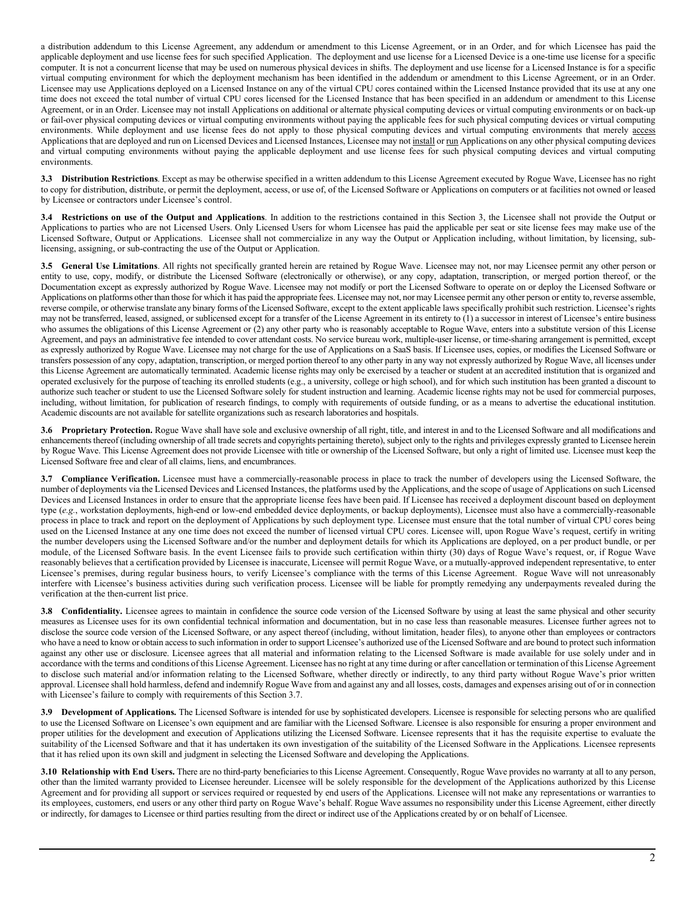a distribution addendum to this License Agreement, any addendum or amendment to this License Agreement, or in an Order, and for which Licensee has paid the applicable deployment and use license fees for such specified Application. The deployment and use license for a Licensed Device is a one-time use license for a specific computer. It is not a concurrent license that may be used on numerous physical devices in shifts. The deployment and use license for a Licensed Instance is for a specific virtual computing environment for which the deployment mechanism has been identified in the addendum or amendment to this License Agreement, or in an Order. Licensee may use Applications deployed on a Licensed Instance on any of the virtual CPU cores contained within the Licensed Instance provided that its use at any one time does not exceed the total number of virtual CPU cores licensed for the Licensed Instance that has been specified in an addendum or amendment to this License Agreement, or in an Order. Licensee may not install Applications on additional or alternate physical computing devices or virtual computing environments or on back-up or fail-over physical computing devices or virtual computing environments without paying the applicable fees for such physical computing devices or virtual computing environments. While deployment and use license fees do not apply to those physical computing devices and virtual computing environments that merely access Applications that are deployed and run on Licensed Devices and Licensed Instances, Licensee may not install or run Applications on any other physical computing devices and virtual computing environments without paying the applicable deployment and use license fees for such physical computing devices and virtual computing environments.

**3.3 Distribution Restrictions**. Except as may be otherwise specified in a written addendum to this License Agreement executed by Rogue Wave, Licensee has no right to copy for distribution, distribute, or permit the deployment, access, or use of, of the Licensed Software or Applications on computers or at facilities not owned or leased by Licensee or contractors under Licensee's control.

**3.4 Restrictions on use of the Output and Applications**. In addition to the restrictions contained in this Section 3, the Licensee shall not provide the Output or Applications to parties who are not Licensed Users. Only Licensed Users for whom Licensee has paid the applicable per seat or site license fees may make use of the Licensed Software, Output or Applications. Licensee shall not commercialize in any way the Output or Application including, without limitation, by licensing, sub-licensing, assigning, or sub-contracting the use of the Output or Application.

**3.5 General Use Limitations**. All rights not specifically granted herein are retained by Rogue Wave. Licensee may not, nor may Licensee permit any other person or entity to, use, copy, modify, or distribute the Licensed Software (electronically or otherwise), or any copy, adaptation, transcription, or merged portion thereof, or the Documentation except as expressly authorized by Rogue Wave. Licensee may not modify or port the Licensed Software to operate on or deploy the Licensed Software or Applications on platforms other than those for which it has paid the appropriate fees. Licensee may not, nor may Licensee permit any other person or entity to, reverse assemble, reverse compile, or otherwise translate any binary forms of the Licensed Software, except to the extent applicable laws specifically prohibit such restriction. Licensee's rights may not be transferred, leased, assigned, or sublicensed except for a transfer of the License Agreement in its entirety to (1) a successor in interest of Licensee's entire business who assumes the obligations of this License Agreement or (2) any other party who is reasonably acceptable to Rogue Wave, enters into a substitute version of this License Agreement, and pays an administrative fee intended to cover attendant costs. No service bureau work, multiple-user license, or time-sharing arrangement is permitted, except as expressly authorized by Rogue Wave. Licensee may not charge for the use of Applications on a SaaS basis. If Licensee uses, copies, or modifies the Licensed Software or transfers possession of any copy, adaptation, transcription, or merged portion thereof to any other party in any way not expressly authorized by Rogue Wave, all licenses under this License Agreement are automatically terminated. Academic license rights may only be exercised by a teacher or student at an accredited institution that is organized and operated exclusively for the purpose of teaching its enrolled students (e.g., a university, college or high school), and for which such institution has been granted a discount to authorize such teacher or student to use the Licensed Software solely for student instruction and learning. Academic license rights may not be used for commercial purposes, including, without limitation, for publication of research findings, to comply with requirements of outside funding, or as a means to advertise the educational institution. Academic discounts are not available for satellite organizations such as research laboratories and hospitals.

**3.6 Proprietary Protection.** Rogue Wave shall have sole and exclusive ownership of all right, title, and interest in and to the Licensed Software and all modifications and enhancements thereof (including ownership of all trade secrets and copyrights pertaining thereto), subject only to the rights and privileges expressly granted to Licensee herein by Rogue Wave. This License Agreement does not provide Licensee with title or ownership of the Licensed Software, but only a right of limited use. Licensee must keep the Licensed Software free and clear of all claims, liens, and encumbrances.

**3.7 Compliance Verification.** Licensee must have a commercially-reasonable process in place to track the number of developers using the Licensed Software, the number of deployments via the Licensed Devices and Licensed Instances, the platforms used by the Applications, and the scope of usage of Applications on such Licensed Devices and Licensed Instances in order to ensure that the appropriate license fees have been paid. If Licensee has received a deployment discount based on deployment type (*e.g.*, workstation deployments, high-end or low-end embedded device deployments, or backup deployments), Licensee must also have a commercially-reasonable process in place to track and report on the deployment of Applications by such deployment type. Licensee must ensure that the total number of virtual CPU cores being used on the Licensed Instance at any one time does not exceed the number of licensed virtual CPU cores. Licensee will, upon Rogue Wave's request, certify in writing the number developers using the Licensed Software and/or the number and deployment details for which its Applications are deployed, on a per product bundle, or per module, of the Licensed Software basis. In the event Licensee fails to provide such certification within thirty (30) days of Rogue Wave's request, or, if Rogue Wave reasonably believes that a certification provided by Licensee is inaccurate, Licensee will permit Rogue Wave, or a mutually-approved independent representative, to enter Licensee's premises, during regular business hours, to verify Licensee's compliance with the terms of this License Agreement. Rogue Wave will not unreasonably interfere with Licensee's business activities during such verification process. Licensee will be liable for promptly remedying any underpayments revealed during the verification at the then-current list price.

**3.8 Confidentiality.** Licensee agrees to maintain in confidence the source code version of the Licensed Software by using at least the same physical and other security measures as Licensee uses for its own confidential technical information and documentation, but in no case less than reasonable measures. Licensee further agrees not to disclose the source code version of the Licensed Software, or any aspect thereof (including, without limitation, header files), to anyone other than employees or contractors who have a need to know or obtain access to such information in order to support Licensee's authorized use of the Licensed Software and are bound to protect such information against any other use or disclosure. Licensee agrees that all material and information relating to the Licensed Software is made available for use solely under and in accordance with the terms and conditions of this License Agreement. Licensee has no right at any time during or after cancellation or termination of this License Agreement to disclose such material and/or information relating to the Licensed Software, whether directly or indirectly, to any third party without Rogue Wave's prior written approval. Licensee shall hold harmless, defend and indemnify Rogue Wave from and against any and all losses, costs, damages and expenses arising out of or in connection with Licensee's failure to comply with requirements of this Section 3.7.

**3.9 Development of Applications.** The Licensed Software is intended for use by sophisticated developers. Licensee is responsible for selecting persons who are qualified to use the Licensed Software on Licensee's own equipment and are familiar with the Licensed Software. Licensee is also responsible for ensuring a proper environment and proper utilities for the development and execution of Applications utilizing the Licensed Software. Licensee represents that it has the requisite expertise to evaluate the suitability of the Licensed Software and that it has undertaken its own investigation of the suitability of the Licensed Software in the Applications. Licensee represents that it has relied upon its own skill and judgment in selecting the Licensed Software and developing the Applications.

**3.10 Relationship with End Users.** There are no third-party beneficiaries to this License Agreement. Consequently, Rogue Wave provides no warranty at all to any person, other than the limited warranty provided to Licensee hereunder. Licensee will be solely responsible for the development of the Applications authorized by this License Agreement and for providing all support or services required or requested by end users of the Applications. Licensee will not make any representations or warranties to its employees, customers, end users or any other third party on Rogue Wave's behalf. Rogue Wave assumes no responsibility under this License Agreement, either directly or indirectly, for damages to Licensee or third parties resulting from the direct or indirect use of the Applications created by or on behalf of Licensee.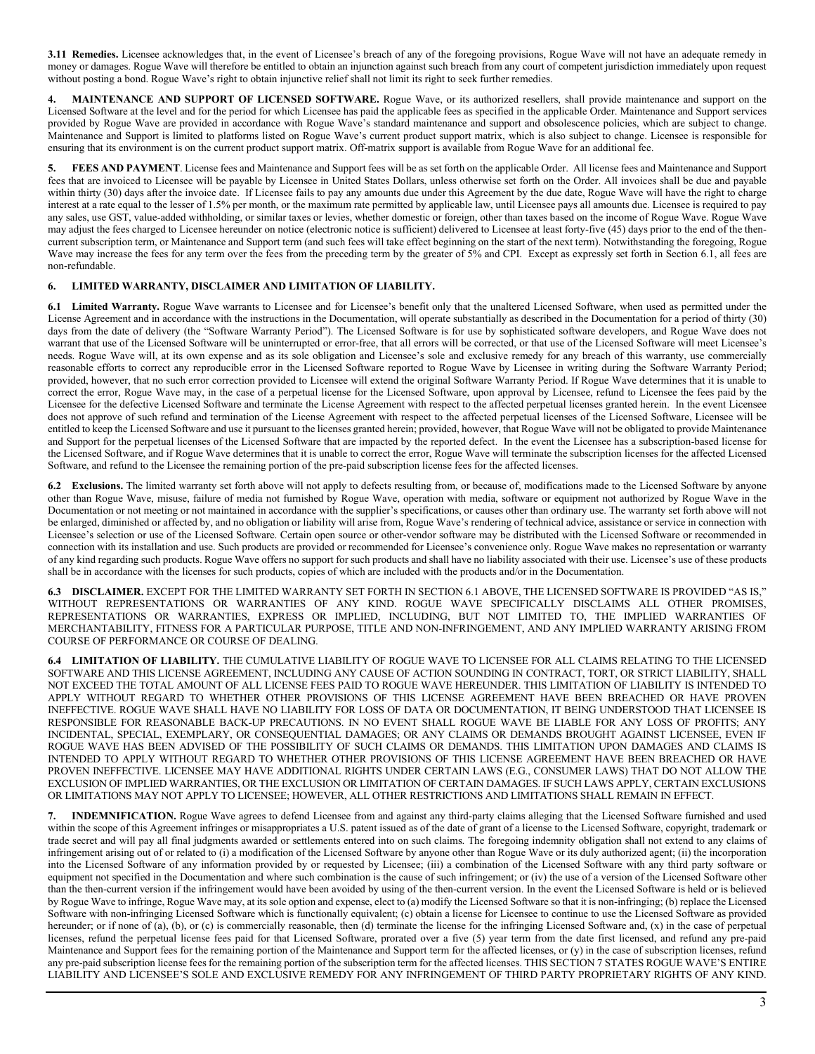**3.11 Remedies.** Licensee acknowledges that, in the event of Licensee's breach of any of the foregoing provisions, Rogue Wave will not have an adequate remedy in money or damages. Rogue Wave will therefore be entitled to obtain an injunction against such breach from any court of competent jurisdiction immediately upon request without posting a bond. Rogue Wave's right to obtain injunctive relief shall not limit its right to seek further remedies.

**4. MAINTENANCE AND SUPPORT OF LICENSED SOFTWARE.** Rogue Wave, or its authorized resellers, shall provide maintenance and support on the Licensed Software at the level and for the period for which Licensee has paid the applicable fees as specified in the applicable Order. Maintenance and Support services provided by Rogue Wave are provided in accordance with Rogue Wave's standard maintenance and support and obsolescence policies, which are subject to change. Maintenance and Support is limited to platforms listed on Rogue Wave's current product support matrix, which is also subject to change. Licensee is responsible for ensuring that its environment is on the current product support matrix. Off-matrix support is available from Rogue Wave for an additional fee.

**5. FEES AND PAYMENT**. License fees and Maintenance and Support fees will be as set forth on the applicable Order. All license fees and Maintenance and Support fees that are invoiced to Licensee will be payable by Licensee in United States Dollars, unless otherwise set forth on the Order. All invoices shall be due and payable within thirty (30) days after the invoice date. If Licensee fails to pay any amounts due under this Agreement by the due date, Rogue Wave will have the right to charge interest at a rate equal to the lesser of 1.5% per month, or the maximum rate permitted by applicable law, until Licensee pays all amounts due. Licensee is required to pay any sales, use GST, value-added withholding, or similar taxes or levies, whether domestic or foreign, other than taxes based on the income of Rogue Wave. Rogue Wave may adjust the fees charged to Licensee hereunder on notice (electronic notice is sufficient) delivered to Licensee at least forty-five (45) days prior to the end of the then-current subscription term, or Maintenance and Support term (and such fees will take effect beginning on the start of the next term). Notwithstanding the foregoing, Rogue Wave may increase the fees for any term over the fees from the preceding term by the greater of 5% and CPI. Except as expressly set forth in Section 6.1, all fees are non-refundable.

**6. LIMITED WARRANTY, DISCLAIMER AND LIMITATION OF LIABILITY.**

**6.1 Limited Warranty.** Rogue Wave warrants to Licensee and for Licensee's benefit only that the unaltered Licensed Software, when used as permitted under the License Agreement and in accordance with the instructions in the Documentation, will operate substantially as described in the Documentation for a period of thirty (30) days from the date of delivery (the "Software Warranty Period"). The Licensed Software is for use by sophisticated software developers, and Rogue Wave does not warrant that use of the Licensed Software will be uninterrupted or error-free, that all errors will be corrected, or that use of the Licensed Software will meet Licensee's needs. Rogue Wave will, at its own expense and as its sole obligation and Licensee's sole and exclusive remedy for any breach of this warranty, use commercially reasonable efforts to correct any reproducible error in the Licensed Software reported to Rogue Wave by Licensee in writing during the Software Warranty Period; provided, however, that no such error correction provided to Licensee will extend the original Software Warranty Period. If Rogue Wave determines that it is unable to correct the error, Rogue Wave may, in the case of a perpetual license for the Licensed Software, upon approval by Licensee, refund to Licensee the fees paid by the Licensee for the defective Licensed Software and terminate the License Agreement with respect to the affected perpetual licenses granted herein. In the event Licensee does not approve of such refund and termination of the License Agreement with respect to the affected perpetual licenses of the Licensed Software, Licensee will be entitled to keep the Licensed Software and use it pursuant to the licenses granted herein; provided, however, that Rogue Wave will not be obligated to provide Maintenance and Support for the perpetual licenses of the Licensed Software that are impacted by the reported defect. In the event the Licensee has a subscription-based license for the Licensed Software, and if Rogue Wave determines that it is unable to correct the error, Rogue Wave will terminate the subscription licenses for the affected Licensed Software, and refund to the Licensee the remaining portion of the pre-paid subscription license fees for the affected licenses.

**6.2 Exclusions.** The limited warranty set forth above will not apply to defects resulting from, or because of, modifications made to the Licensed Software by anyone other than Rogue Wave, misuse, failure of media not furnished by Rogue Wave, operation with media, software or equipment not authorized by Rogue Wave in the Documentation or not meeting or not maintained in accordance with the supplier's specifications, or causes other than ordinary use. The warranty set forth above will not be enlarged, diminished or affected by, and no obligation or liability will arise from, Rogue Wave's rendering of technical advice, assistance or service in connection with Licensee's selection or use of the Licensed Software. Certain open source or other-vendor software may be distributed with the Licensed Software or recommended in connection with its installation and use. Such products are provided or recommended for Licensee's convenience only. Rogue Wave makes no representation or warranty of any kind regarding such products. Rogue Wave offers no support for such products and shall have no liability associated with their use. Licensee's use of these products shall be in accordance with the licenses for such products, copies of which are included with the products and/or in the Documentation.

**6.3 DISCLAIMER.** EXCEPT FOR THE LIMITED WARRANTY SET FORTH IN SECTION 6.1 ABOVE, THE LICENSED SOFTWARE IS PROVIDED "AS IS," WITHOUT REPRESENTATIONS OR WARRANTIES OF ANY KIND. ROGUE WAVE SPECIFICALLY DISCLAIMS ALL OTHER PROMISES, REPRESENTATIONS OR WARRANTIES, EXPRESS OR IMPLIED, INCLUDING, BUT NOT LIMITED TO, THE IMPLIED WARRANTIES OF MERCHANTABILITY, FITNESS FOR A PARTICULAR PURPOSE, TITLE AND NON-INFRINGEMENT, AND ANY IMPLIED WARRANTY ARISING FROM COURSE OF PERFORMANCE OR COURSE OF DEALING.

**6.4 LIMITATION OF LIABILITY.** THE CUMULATIVE LIABILITY OF ROGUE WAVE TO LICENSEE FOR ALL CLAIMS RELATING TO THE LICENSED SOFTWARE AND THIS LICENSE AGREEMENT, INCLUDING ANY CAUSE OF ACTION SOUNDING IN CONTRACT, TORT, OR STRICT LIABILITY, SHALL NOT EXCEED THE TOTAL AMOUNT OF ALL LICENSE FEES PAID TO ROGUE WAVE HEREUNDER. THIS LIMITATION OF LIABILITY IS INTENDED TO APPLY WITHOUT REGARD TO WHETHER OTHER PROVISIONS OF THIS LICENSE AGREEMENT HAVE BEEN BREACHED OR HAVE PROVEN INEFFECTIVE. ROGUE WAVE SHALL HAVE NO LIABILITY FOR LOSS OF DATA OR DOCUMENTATION, IT BEING UNDERSTOOD THAT LICENSEE IS RESPONSIBLE FOR REASONABLE BACK-UP PRECAUTIONS. IN NO EVENT SHALL ROGUE WAVE BE LIABLE FOR ANY LOSS OF PROFITS; ANY INCIDENTAL, SPECIAL, EXEMPLARY, OR CONSEQUENTIAL DAMAGES; OR ANY CLAIMS OR DEMANDS BROUGHT AGAINST LICENSEE, EVEN IF ROGUE WAVE HAS BEEN ADVISED OF THE POSSIBILITY OF SUCH CLAIMS OR DEMANDS. THIS LIMITATION UPON DAMAGES AND CLAIMS IS INTENDED TO APPLY WITHOUT REGARD TO WHETHER OTHER PROVISIONS OF THIS LICENSE AGREEMENT HAVE BEEN BREACHED OR HAVE PROVEN INEFFECTIVE. LICENSEE MAY HAVE ADDITIONAL RIGHTS UNDER CERTAIN LAWS (E.G., CONSUMER LAWS) THAT DO NOT ALLOW THE EXCLUSION OF IMPLIED WARRANTIES, OR THE EXCLUSION OR LIMITATION OF CERTAIN DAMAGES. IF SUCH LAWS APPLY, CERTAIN EXCLUSIONS OR LIMITATIONS MAY NOT APPLY TO LICENSEE; HOWEVER, ALL OTHER RESTRICTIONS AND LIMITATIONS SHALL REMAIN IN EFFECT.

**7. INDEMNIFICATION.** Rogue Wave agrees to defend Licensee from and against any third-party claims alleging that the Licensed Software furnished and used within the scope of this Agreement infringes or misappropriates a U.S. patent issued as of the date of grant of a license to the Licensed Software, copyright, trademark or trade secret and will pay all final judgments awarded or settlements entered into on such claims. The foregoing indemnity obligation shall not extend to any claims of infringement arising out of or related to (i) a modification of the Licensed Software by anyone other than Rogue Wave or its duly authorized agent; (ii) the incorporation into the Licensed Software of any information provided by or requested by Licensee; (iii) a combination of the Licensed Software with any third party software or equipment not specified in the Documentation and where such combination is the cause of such infringement; or (iv) the use of a version of the Licensed Software other than the then-current version if the infringement would have been avoided by using of the then-current version. In the event the Licensed Software is held or is believed by Rogue Wave to infringe, Rogue Wave may, at its sole option and expense, elect to (a) modify the Licensed Software so that it is non-infringing; (b) replace the Licensed Software with non-infringing Licensed Software which is functionally equivalent; (c) obtain a license for Licensee to continue to use the Licensed Software as provided hereunder; or if none of (a), (b), or (c) is commercially reasonable, then (d) terminate the license for the infringing Licensed Software and, (x) in the case of perpetual licenses, refund the perpetual license fees paid for that Licensed Software, prorated over a five (5) year term from the date first licensed, and refund any pre-paid Maintenance and Support fees for the remaining portion of the Maintenance and Support term for the affected licenses, or (y) in the case of subscription licenses, refund any pre-paid subscription license fees for the remaining portion of the subscription term for the affected licenses. THIS SECTION 7 STATES ROGUE WAVE'S ENTIRE LIABILITY AND LICENSEE'S SOLE AND EXCLUSIVE REMEDY FOR ANY INFRINGEMENT OF THIRD PARTY PROPRIETARY RIGHTS OF ANY KIND.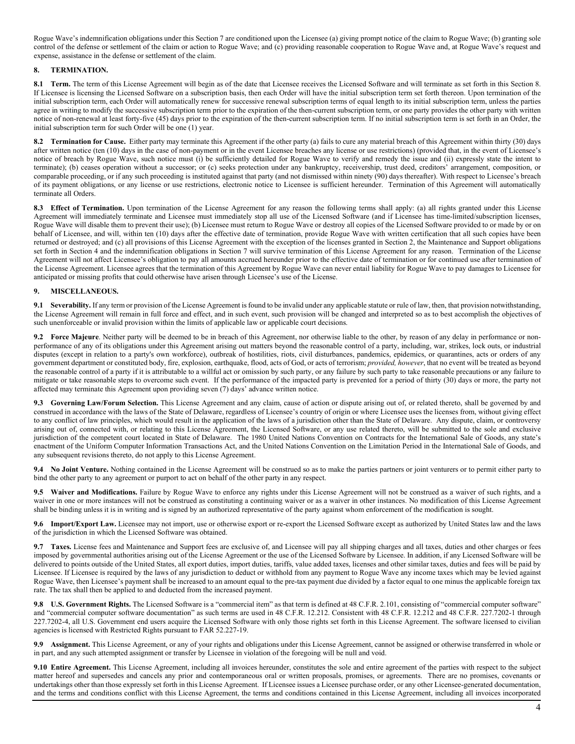Rogue Wave's indemnification obligations under this Section 7 are conditioned upon the Licensee (a) giving prompt notice of the claim to Rogue Wave; (b) granting sole control of the defense or settlement of the claim or action to Rogue Wave; and (c) providing reasonable cooperation to Rogue Wave and, at Rogue Wave's request and expense, assistance in the defense or settlement of the claim.

## 8. TERMINATION.

**8.1 Term.** The term of this License Agreement will begin as of the date that Licensee receives the Licensed Software and will terminate as set forth in this Section 8. If Licensee is licensing the Licensed Software on a subscription basis, then each Order will have the initial subscription term set forth thereon. Upon termination of the initial subscription term, each Order will automatically renew for successive renewal subscription terms of equal length to its initial subscription term, unless the parties agree in writing to modify the successive subscription term prior to the expiration of the then-current subscription term, or one party provides the other party with written notice of non-renewal at least forty-five (45) days prior to the expiration of the then-current subscription term. If no initial subscription term is set forth in an Order, the initial subscription term for such Order will be one (1) year.

**8.2 Termination for Cause.** Either party may terminate this Agreement if the other party (a) fails to cure any material breach of this Agreement within thirty (30) days after written notice (ten (10) days in the case of non-payment or in the event Licensee breaches any license or use restrictions) (provided that, in the event of Licensee's notice of breach by Rogue Wave, such notice must (i) be sufficiently detailed for Rogue Wave to verify and remedy the issue and (ii) expressly state the intent to terminate); (b) ceases operation without a successor; or (c) seeks protection under any bankruptcy, receivership, trust deed, creditors' arrangement, composition, or comparable proceeding, or if any such proceeding is instituted against that party (and not dismissed within ninety (90) days thereafter). With respect to Licensee's breach of its payment obligations, or any license or use restrictions, electronic notice to Licensee is sufficient hereunder. Termination of this Agreement will automatically terminate all Orders.

**8.3 Effect of Termination.** Upon termination of the License Agreement for any reason the following terms shall apply: (a) all rights granted under this License Agreement will immediately terminate and Licensee must immediately stop all use of the Licensed Software (and if Licensee has time-limited/subscription licenses, Rogue Wave will disable them to prevent their use); (b) Licensee must return to Rogue Wave or destroy all copies of the Licensed Software provided to or made by or on behalf of Licensee, and will, within ten (10) days after the effective date of termination, provide Rogue Wave with written certification that all such copies have been returned or destroyed; and (c) all provisions of this License Agreement with the exception of the licenses granted in Section 2, the Maintenance and Support obligations set forth in Section 4 and the indemnification obligations in Section 7 will survive termination of this License Agreement for any reason. Termination of the License Agreement will not affect Licensee's obligation to pay all amounts accrued hereunder prior to the effective date of termination or for continued use after termination of the License Agreement. Licensee agrees that the termination of this Agreement by Rogue Wave can never entail liability for Rogue Wave to pay damages to Licensee for anticipated or missing profits that could otherwise have arisen through Licensee's use of the License.

## 9. MISCELLANEOUS.

**9.1 Severability.** If any term or provision of the License Agreement is found to be invalid under any applicable statute or rule of law, then, that provision notwithstanding, the License Agreement will remain in full force and effect, and in such event, such provision will be changed and interpreted so as to best accomplish the objectives of such unenforceable or invalid provision within the limits of applicable law or applicable court decisions.

**9.2 Force Majeure**. Neither party will be deemed to be in breach of this Agreement, nor otherwise liable to the other, by reason of any delay in performance or non-performance of any of its obligations under this Agreement arising out matters beyond the reasonable control of a party, including, war, strikes, lock outs, or industrial disputes (except in relation to a party's own workforce), outbreak of hostilities, riots, civil disturbances, pandemics, epidemics, or quarantines, acts or orders of any government department or constituted body, fire, explosion, earthquake, flood, acts of God, or acts of terrorism; *provided, however*, that no event will be treated as beyond the reasonable control of a party if it is attributable to a willful act or omission by such party, or any failure by such party to take reasonable precautions or any failure to mitigate or take reasonable steps to overcome such event. If the performance of the impacted party is prevented for a period of thirty (30) days or more, the party not affected may terminate this Agreement upon providing seven (7) days' advance written notice.

**9.3 Governing Law/Forum Selection.** This License Agreement and any claim, cause of action or dispute arising out of, or related thereto, shall be governed by and construed in accordance with the laws of the State of Delaware, regardless of Licensee's country of origin or where Licensee uses the licenses from, without giving effect to any conflict of law principles, which would result in the application of the laws of a jurisdiction other than the State of Delaware. Any dispute, claim, or controversy arising out of, connected with, or relating to this License Agreement, the Licensed Software, or any use related thereto, will be submitted to the sole and exclusive jurisdiction of the competent court located in State of Delaware. The 1980 United Nations Convention on Contracts for the International Sale of Goods, any state's enactment of the Uniform Computer Information Transactions Act, and the United Nations Convention on the Limitation Period in the International Sale of Goods, and any subsequent revisions thereto, do not apply to this License Agreement.

**9.4 No Joint Venture.** Nothing contained in the License Agreement will be construed so as to make the parties partners or joint venturers or to permit either party to bind the other party to any agreement or purport to act on behalf of the other party in any respect.

**9.5 Waiver and Modifications.** Failure by Rogue Wave to enforce any rights under this License Agreement will not be construed as a waiver of such rights, and a waiver in one or more instances will not be construed as constituting a continuing waiver or as a waiver in other instances. No modification of this License Agreement shall be binding unless it is in writing and is signed by an authorized representative of the party against whom enforcement of the modification is sought.

**9.6 Import/Export Law.** Licensee may not import, use or otherwise export or re-export the Licensed Software except as authorized by United States law and the laws of the jurisdiction in which the Licensed Software was obtained.

**9.7 Taxes.** License fees and Maintenance and Support fees are exclusive of, and Licensee will pay all shipping charges and all taxes, duties and other charges or fees imposed by governmental authorities arising out of the License Agreement or the use of the Licensed Software by Licensee. In addition, if any Licensed Software will be delivered to points outside of the United States, all export duties, import duties, tariffs, value added taxes, licenses and other similar taxes, duties and fees will be paid by Licensee. If Licensee is required by the laws of any jurisdiction to deduct or withhold from any payment to Rogue Wave any income taxes which may be levied against Rogue Wave, then Licensee's payment shall be increased to an amount equal to the pre-tax payment due divided by a factor equal to one minus the applicable foreign tax rate. The tax shall then be applied to and deducted from the increased payment.

**9.8 U.S. Government Rights.** The Licensed Software is a "commercial item" as that term is defined at 48 C.F.R. 2.101, consisting of "commercial computer software" and "commercial computer software documentation" as such terms are used in 48 C.F.R. 12.212. Consistent with 48 C.F.R. 12.212 and 48 C.F.R. 227.7202-1 through 227.7202-4, all U.S. Government end users acquire the Licensed Software with only those rights set forth in this License Agreement. The software licensed to civilian agencies is licensed with Restricted Rights pursuant to FAR 52.227-19.

**9.9 Assignment.** This License Agreement, or any of your rights and obligations under this License Agreement, cannot be assigned or otherwise transferred in whole or in part, and any such attempted assignment or transfer by Licensee in violation of the foregoing will be null and void.

**9.10 Entire Agreement.** This License Agreement, including all invoices hereunder, constitutes the sole and entire agreement of the parties with respect to the subject matter hereof and supersedes and cancels any prior and contemporaneous oral or written proposals, promises, or agreements. There are no promises, covenants or undertakings other than those expressly set forth in this License Agreement. If Licensee issues a Licensee purchase order, or any other Licensee-generated documentation, and the terms and conditions conflict with this License Agreement, the terms and conditions contained in this License Agreement, including all invoices incorporated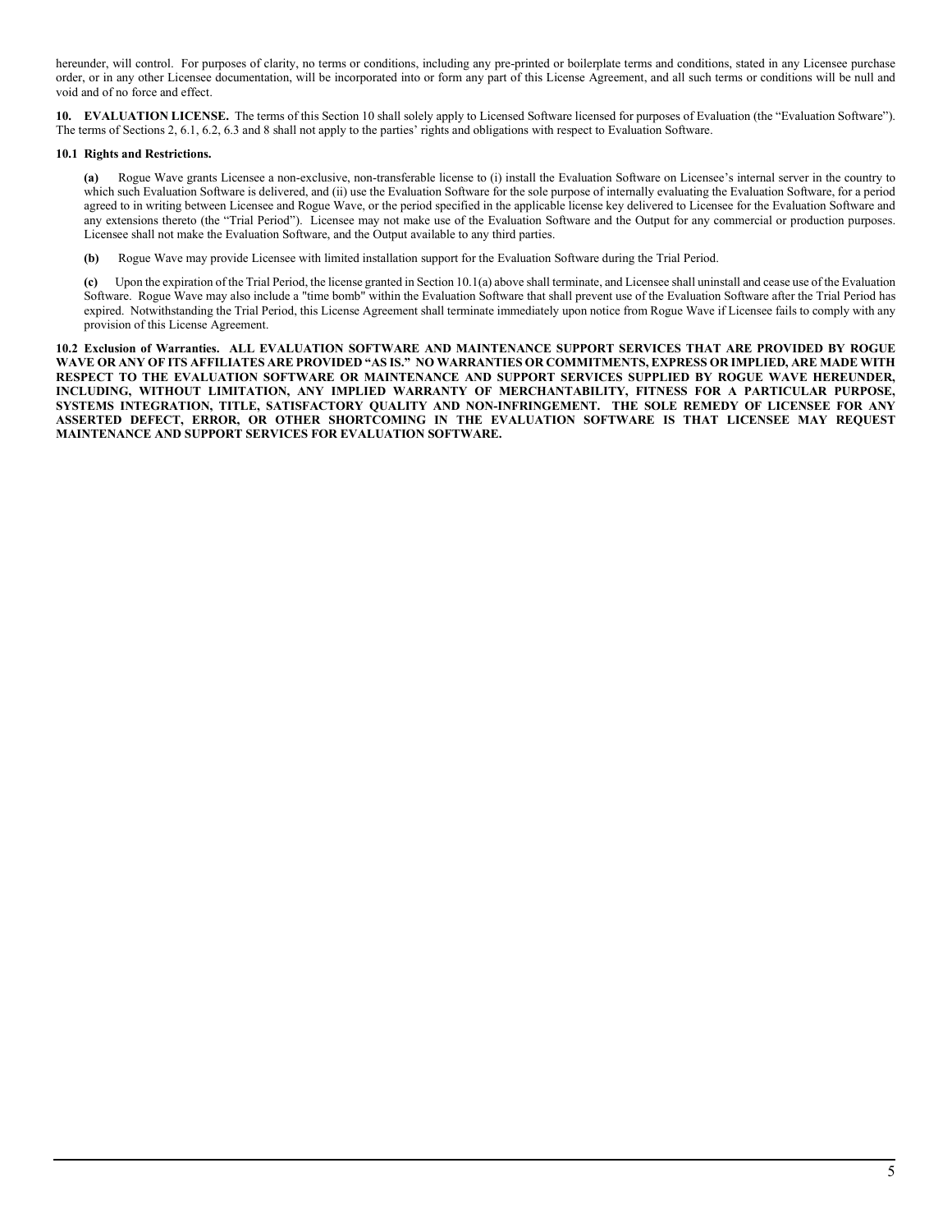hereunder, will control. For purposes of clarity, no terms or conditions, including any pre-printed or boilerplate terms and conditions, stated in any Licensee purchase order, or in any other Licensee documentation, will be incorporated into or form any part of this License Agreement, and all such terms or conditions will be null and void and of no force and effect.

**10. EVALUATION LICENSE.** The terms of this Section 10 shall solely apply to Licensed Software licensed for purposes of Evaluation (the "Evaluation Software"). The terms of Sections 2, 6.1, 6.2, 6.3 and 8 shall not apply to the parties' rights and obligations with respect to Evaluation Software.

**10.1 Rights and Restrictions.**

**(a)** Rogue Wave grants Licensee a non-exclusive, non-transferable license to (i) install the Evaluation Software on Licensee's internal server in the country to which such Evaluation Software is delivered, and (ii) use the Evaluation Software for the sole purpose of internally evaluating the Evaluation Software, for a period agreed to in writing between Licensee and Rogue Wave, or the period specified in the applicable license key delivered to Licensee for the Evaluation Software and any extensions thereto (the "Trial Period"). Licensee may not make use of the Evaluation Software and the Output for any commercial or production purposes. Licensee shall not make the Evaluation Software, and the Output available to any third parties.

**(b)** Rogue Wave may provide Licensee with limited installation support for the Evaluation Software during the Trial Period.

**(c)** Upon the expiration of the Trial Period, the license granted in Section 10.1(a) above shall terminate, and Licensee shall uninstall and cease use of the Evaluation Software. Rogue Wave may also include a "time bomb" within the Evaluation Software that shall prevent use of the Evaluation Software after the Trial Period has expired. Notwithstanding the Trial Period, this License Agreement shall terminate immediately upon notice from Rogue Wave if Licensee fails to comply with any provision of this License Agreement.

**10.2 Exclusion of Warranties. ALL EVALUATION SOFTWARE AND MAINTENANCE SUPPORT SERVICES THAT ARE PROVIDED BY ROGUE WAVE OR ANY OF ITS AFFILIATES ARE PROVIDED "AS IS." NO WARRANTIES OR COMMITMENTS, EXPRESS OR IMPLIED, ARE MADE WITH RESPECT TO THE EVALUATION SOFTWARE OR MAINTENANCE AND SUPPORT SERVICES SUPPLIED BY ROGUE WAVE HEREUNDER, INCLUDING, WITHOUT LIMITATION, ANY IMPLIED WARRANTY OF MERCHANTABILITY, FITNESS FOR A PARTICULAR PURPOSE, SYSTEMS INTEGRATION, TITLE, SATISFACTORY QUALITY AND NON-INFRINGEMENT. THE SOLE REMEDY OF LICENSEE FOR ANY ASSERTED DEFECT, ERROR, OR OTHER SHORTCOMING IN THE EVALUATION SOFTWARE IS THAT LICENSEE MAY REQUEST MAINTENANCE AND SUPPORT SERVICES FOR EVALUATION SOFTWARE.**